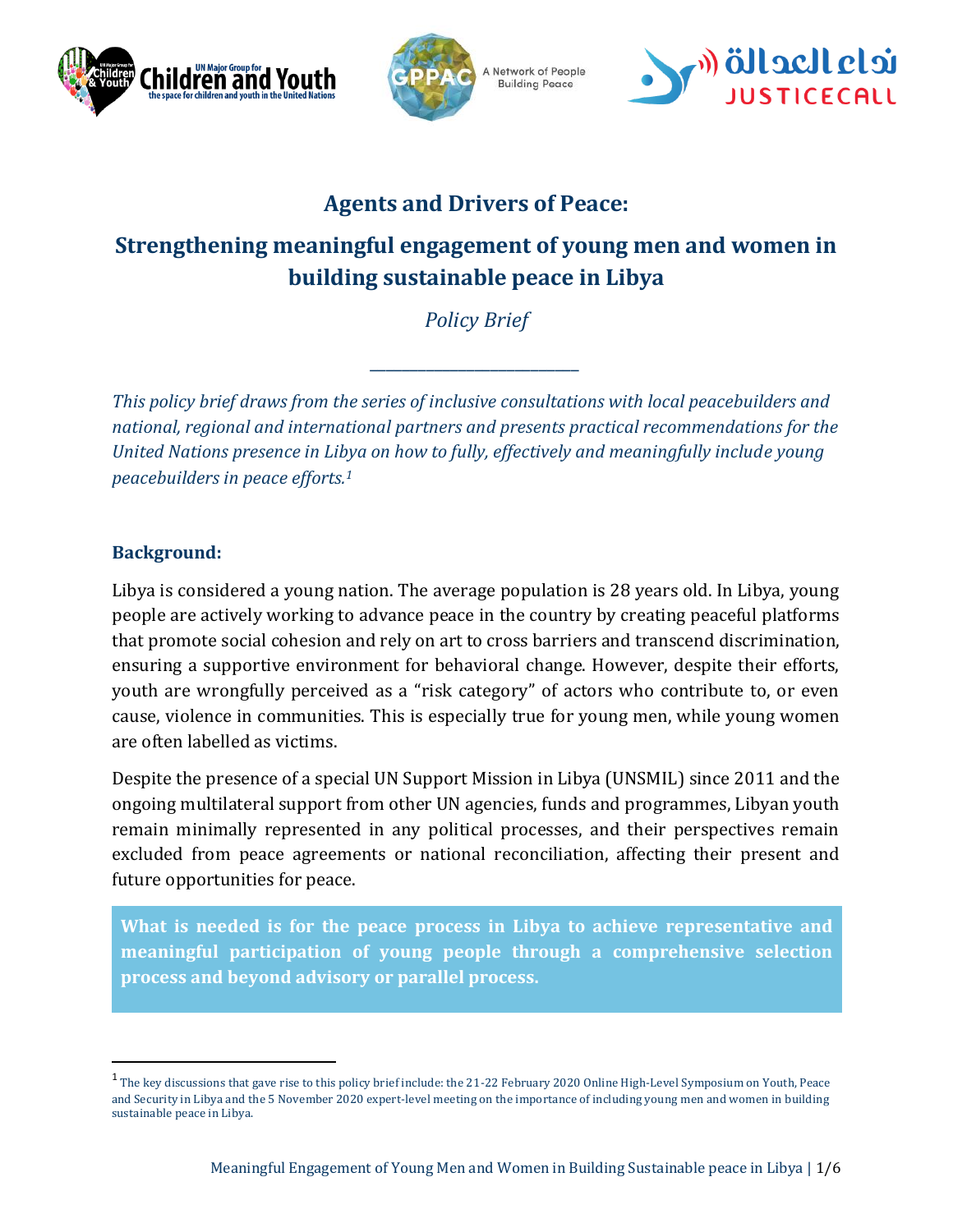# Agents and Drivers of Peace:

## Strengthening meaningful engagement of young men and women in building sustainable peace in Libya

*Policy Brief*

---

*This policy brief draws from the series of inclusive consultations with local peacebuilders and national, regional and international partners and presents practical recommendations for the United Nations presence in Libya on how to fully, effectively and meaningfully include young peacebuilders in peace efforts.[1]*

### Background:

Libya is considered a young nation. The average population is 28 years old. In Libya, young people are actively working to advance peace in the country by creating peaceful platforms that promote social cohesion and rely on art to cross barriers and transcend discrimination, ensuring a supportive environment for behavioral change. However, despite their efforts, youth are wrongfully perceived as a "risk category" of actors who contribute to, or even cause, violence in communities. This is especially true for young men, while young women are often labelled as victims.

Despite the presence of a special UN Support Mission in Libya (UNSMIL) since 2011 and the ongoing multilateral support from other UN agencies, funds and programmes, Libyan youth remain minimally represented in any political processes, and their perspectives remain excluded from peace agreements or national reconciliation, affecting their present and future opportunities for peace.

**What is needed is for the peace process in Libya to achieve representative and meaningful participation of young people through a comprehensive selection process and beyond advisory or parallel process.**

[1] The key discussions that gave rise to this policy brief include: the 21-22 February 2020 Online High-Level Symposium on Youth, Peace and Security in Libya and the 5 November 2020 expert-level meeting on the importance of including young men and women in building sustainable peace in Libya.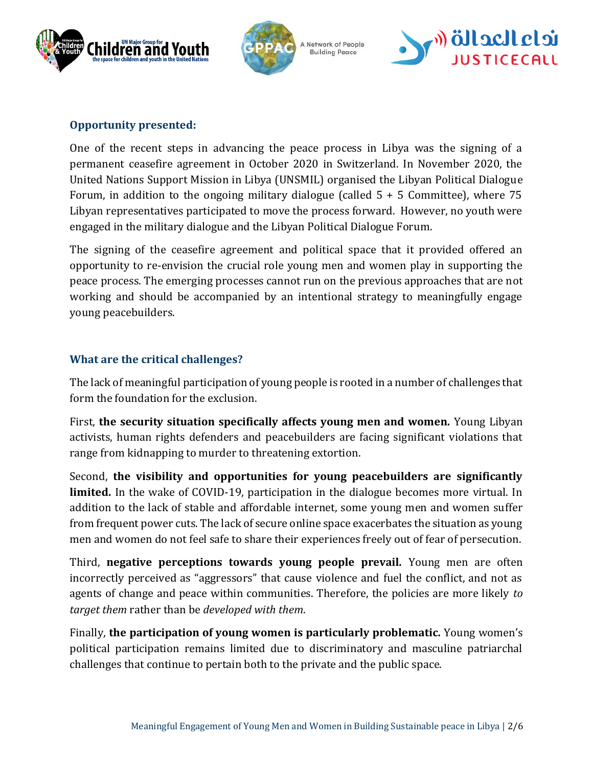### Opportunity presented:

One of the recent steps in advancing the peace process in Libya was the signing of a permanent ceasefire agreement in October 2020 in Switzerland. In November 2020, the United Nations Support Mission in Libya (UNSMIL) organised the Libyan Political Dialogue Forum, in addition to the ongoing military dialogue (called 5 + 5 Committee), where 75 Libyan representatives participated to move the process forward. However, no youth were engaged in the military dialogue and the Libyan Political Dialogue Forum.

The signing of the ceasefire agreement and political space that it provided offered an opportunity to re-envision the crucial role young men and women play in supporting the peace process. The emerging processes cannot run on the previous approaches that are not working and should be accompanied by an intentional strategy to meaningfully engage young peacebuilders.

### What are the critical challenges?

The lack of meaningful participation of young people is rooted in a number of challenges that form the foundation for the exclusion.

First, **the security situation specifically affects young men and women.** Young Libyan activists, human rights defenders and peacebuilders are facing significant violations that range from kidnapping to murder to threatening extortion.

Second, **the visibility and opportunities for young peacebuilders are significantly limited.** In the wake of COVID-19, participation in the dialogue becomes more virtual. In addition to the lack of stable and affordable internet, some young men and women suffer from frequent power cuts. The lack of secure online space exacerbates the situation as young men and women do not feel safe to share their experiences freely out of fear of persecution.

Third, **negative perceptions towards young people prevail.** Young men are often incorrectly perceived as "aggressors" that cause violence and fuel the conflict, and not as agents of change and peace within communities. Therefore, the policies are more likely *to target them* rather than be *developed with them*.

Finally, **the participation of young women is particularly problematic.** Young women's political participation remains limited due to discriminatory and masculine patriarchal challenges that continue to pertain both to the private and the public space.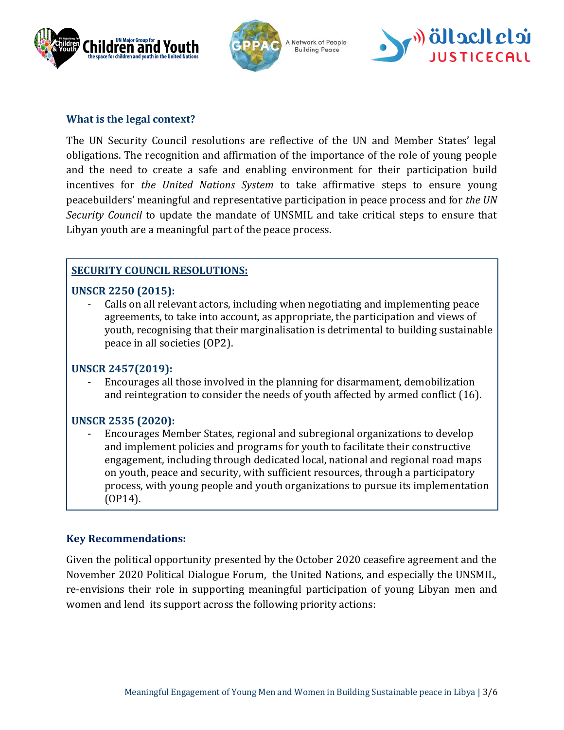### What is the legal context?

The UN Security Council resolutions are reflective of the UN and Member States' legal obligations. The recognition and affirmation of the importance of the role of young people and the need to create a safe and enabling environment for their participation build incentives for *the United Nations System* to take affirmative steps to ensure young peacebuilders' meaningful and representative participation in peace process and for *the UN Security Council* to update the mandate of UNSMIL and take critical steps to ensure that Libyan youth are a meaningful part of the peace process.

**SECURITY COUNCIL RESOLUTIONS:**

**UNSCR 2250 (2015):**

- Calls on all relevant actors, including when negotiating and implementing peace agreements, to take into account, as appropriate, the participation and views of youth, recognising that their marginalisation is detrimental to building sustainable peace in all societies (OP2).

**UNSCR 2457(2019):**

- Encourages all those involved in the planning for disarmament, demobilization and reintegration to consider the needs of youth affected by armed conflict (16).

**UNSCR 2535 (2020):**

- Encourages Member States, regional and subregional organizations to develop and implement policies and programs for youth to facilitate their constructive engagement, including through dedicated local, national and regional road maps on youth, peace and security, with sufficient resources, through a participatory process, with young people and youth organizations to pursue its implementation (OP14).

### Key Recommendations:

Given the political opportunity presented by the October 2020 ceasefire agreement and the November 2020 Political Dialogue Forum, the United Nations, and especially the UNSMIL, re-envisions their role in supporting meaningful participation of young Libyan men and women and lend its support across the following priority actions: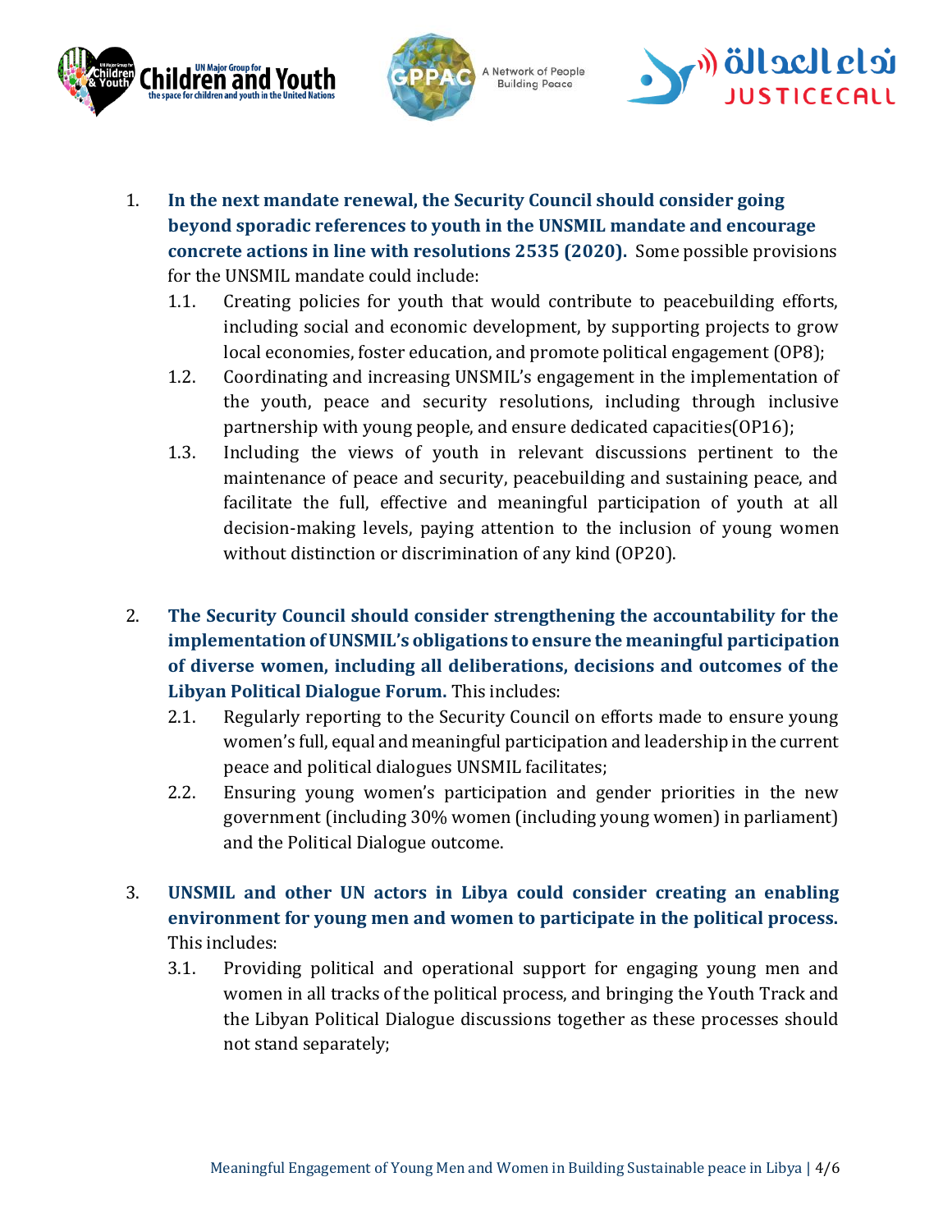1. **In the next mandate renewal, the Security Council should consider going beyond sporadic references to youth in the UNSMIL mandate and encourage concrete actions in line with resolutions 2535 (2020).** Some possible provisions for the UNSMIL mandate could include:
   1.1. Creating policies for youth that would contribute to peacebuilding efforts, including social and economic development, by supporting projects to grow local economies, foster education, and promote political engagement (OP8);
   1.2. Coordinating and increasing UNSMIL's engagement in the implementation of the youth, peace and security resolutions, including through inclusive partnership with young people, and ensure dedicated capacities(OP16);
   1.3. Including the views of youth in relevant discussions pertinent to the maintenance of peace and security, peacebuilding and sustaining peace, and facilitate the full, effective and meaningful participation of youth at all decision-making levels, paying attention to the inclusion of young women without distinction or discrimination of any kind (OP20).

2. **The Security Council should consider strengthening the accountability for the implementation of UNSMIL's obligations to ensure the meaningful participation of diverse women, including all deliberations, decisions and outcomes of the Libyan Political Dialogue Forum.** This includes:
   2.1. Regularly reporting to the Security Council on efforts made to ensure young women's full, equal and meaningful participation and leadership in the current peace and political dialogues UNSMIL facilitates;
   2.2. Ensuring young women's participation and gender priorities in the new government (including 30% women (including young women) in parliament) and the Political Dialogue outcome.

3. **UNSMIL and other UN actors in Libya could consider creating an enabling environment for young men and women to participate in the political process.** This includes:
   3.1. Providing political and operational support for engaging young men and women in all tracks of the political process, and bringing the Youth Track and the Libyan Political Dialogue discussions together as these processes should not stand separately;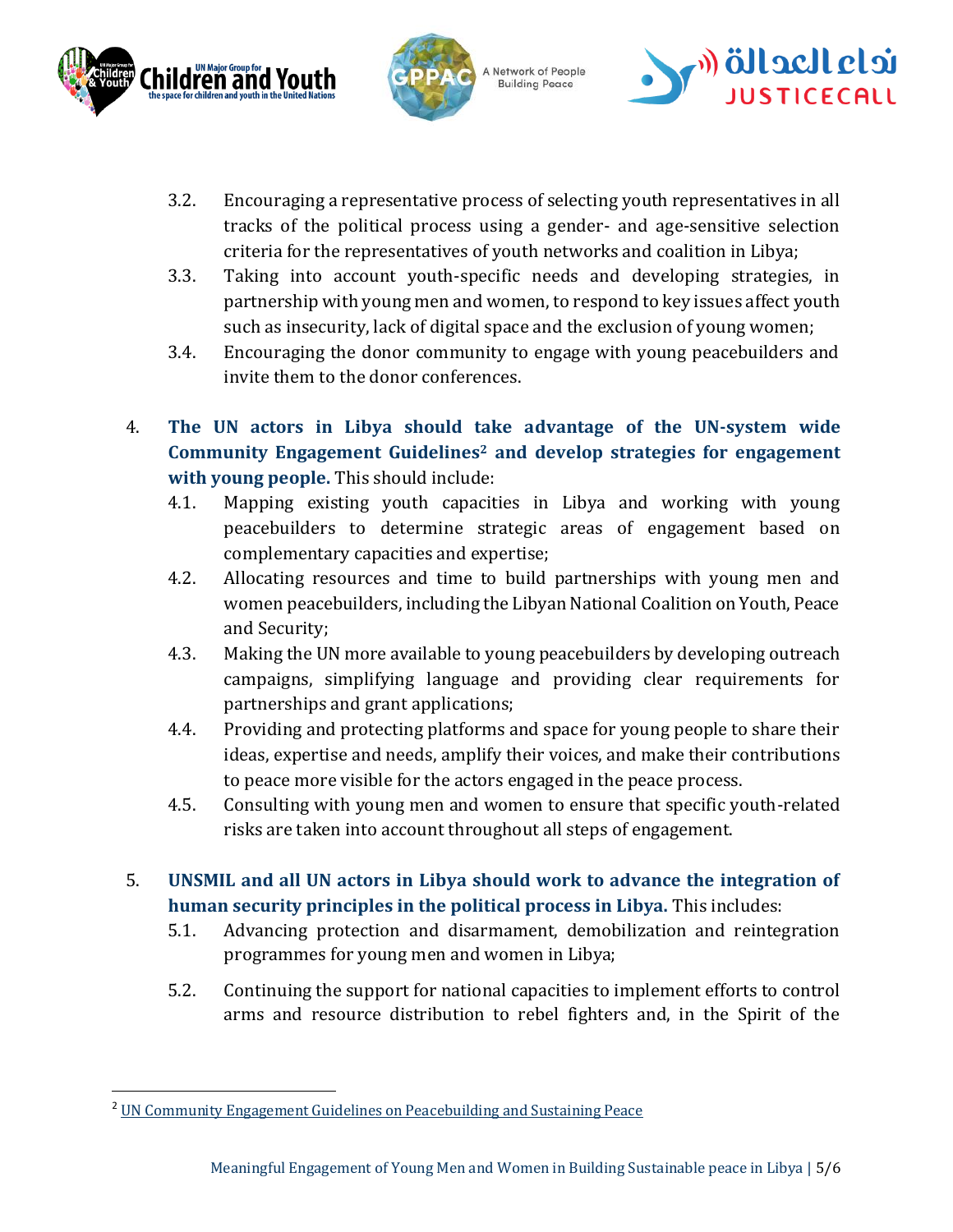3.2. Encouraging a representative process of selecting youth representatives in all tracks of the political process using a gender- and age-sensitive selection criteria for the representatives of youth networks and coalition in Libya;

3.3. Taking into account youth-specific needs and developing strategies, in partnership with young men and women, to respond to key issues affect youth such as insecurity, lack of digital space and the exclusion of young women;

3.4. Encouraging the donor community to engage with young peacebuilders and invite them to the donor conferences.

4. **The UN actors in Libya should take advantage of the UN-system wide Community Engagement Guidelines[2] and develop strategies for engagement with young people.** This should include:

   4.1. Mapping existing youth capacities in Libya and working with young peacebuilders to determine strategic areas of engagement based on complementary capacities and expertise;

   4.2. Allocating resources and time to build partnerships with young men and women peacebuilders, including the Libyan National Coalition on Youth, Peace and Security;

   4.3. Making the UN more available to young peacebuilders by developing outreach campaigns, simplifying language and providing clear requirements for partnerships and grant applications;

   4.4. Providing and protecting platforms and space for young people to share their ideas, expertise and needs, amplify their voices, and make their contributions to peace more visible for the actors engaged in the peace process.

   4.5. Consulting with young men and women to ensure that specific youth-related risks are taken into account throughout all steps of engagement.

5. **UNSMIL and all UN actors in Libya should work to advance the integration of human security principles in the political process in Libya.** This includes:

   5.1. Advancing protection and disarmament, demobilization and reintegration programmes for young men and women in Libya;

   5.2. Continuing the support for national capacities to implement efforts to control arms and resource distribution to rebel fighters and, in the Spirit of the

---

[2] UN Community Engagement Guidelines on Peacebuilding and Sustaining Peace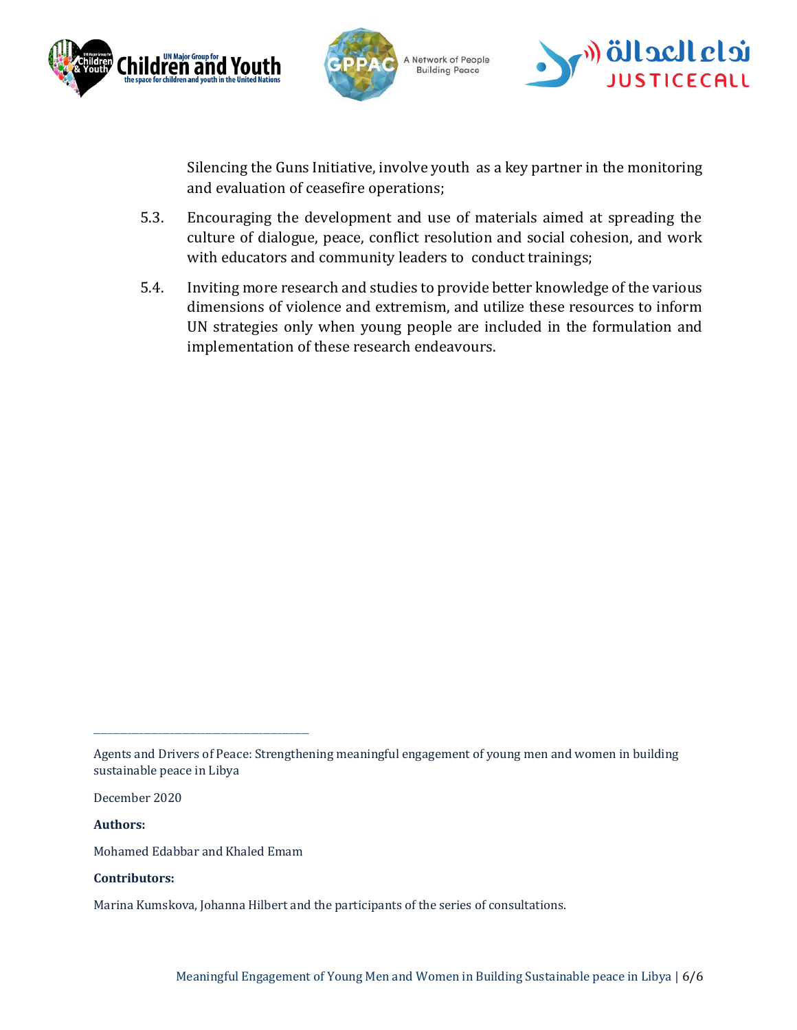Silencing the Guns Initiative, involve youth as a key partner in the monitoring and evaluation of ceasefire operations;

5.3. Encouraging the development and use of materials aimed at spreading the culture of dialogue, peace, conflict resolution and social cohesion, and work with educators and community leaders to conduct trainings;

5.4. Inviting more research and studies to provide better knowledge of the various dimensions of violence and extremism, and utilize these resources to inform UN strategies only when young people are included in the formulation and implementation of these research endeavours.

---

Agents and Drivers of Peace: Strengthening meaningful engagement of young men and women in building sustainable peace in Libya

December 2020

**Authors:**

Mohamed Edabbar and Khaled Emam

**Contributors:**

Marina Kumskova, Johanna Hilbert and the participants of the series of consultations.